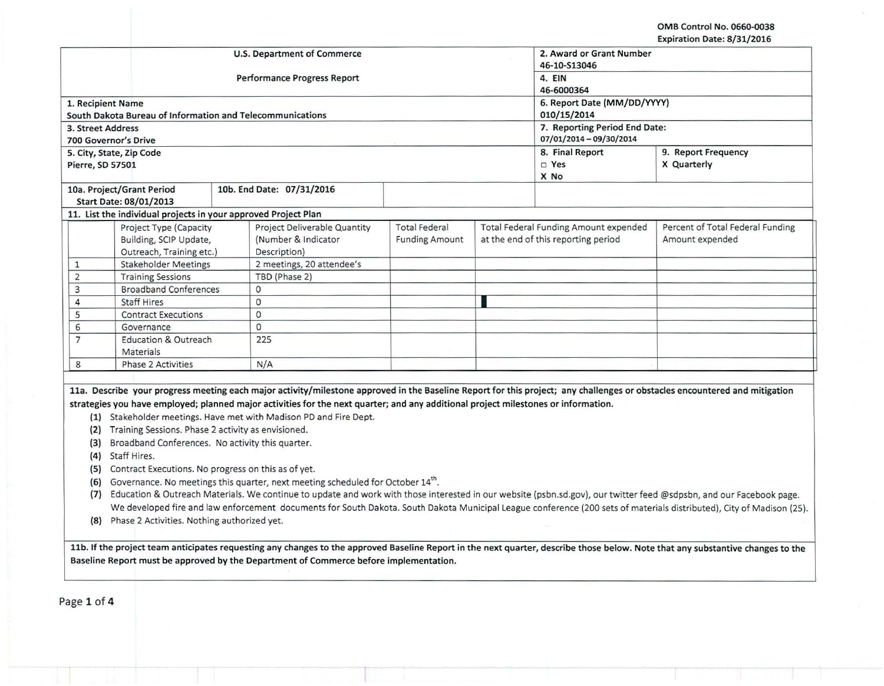OMB Control No. 0660-0038
Expiration Date: 8/31/2016

| U.S. Department of Commerce<br>Performance Progress Report | | 2. Award or Grant Number<br>46-10-S13046<br>4. EIN<br>46-6000364 | |
|---|---|---|---|
| 1. Recipient Name<br>South Dakota Bureau of Information and Telecommunications | | 6. Report Date (MM/DD/YYYY)<br>010/15/2014 | |
| 3. Street Address<br>700 Governor's Drive | | 7. Reporting Period End Date:<br>07/01/2014 – 09/30/2014 | |
| 5. City, State, Zip Code<br>Pierre, SD 57501 | | 8. Final Report<br>□ Yes<br>X No | 9. Report Frequency<br>X Quarterly |
| 10a. Project/Grant Period<br>Start Date: 08/01/2013 | 10b. End Date: 07/31/2016 | | |

**11. List the individual projects in your approved Project Plan**

| | Project Type (Capacity Building, SCIP Update, Outreach, Training etc.) | Project Deliverable Quantity (Number & Indicator Description) | Total Federal Funding Amount | Total Federal Funding Amount expended at the end of this reporting period | Percent of Total Federal Funding Amount expended |
|---|---|---|---|---|---|
| 1 | Stakeholder Meetings | 2 meetings, 20 attendee's | | | |
| 2 | Training Sessions | TBD (Phase 2) | | | |
| 3 | Broadband Conferences | 0 | | | |
| 4 | Staff Hires | 0 | | | |
| 5 | Contract Executions | 0 | | | |
| 6 | Governance | 0 | | | |
| 7 | Education & Outreach Materials | 225 | | | |
| 8 | Phase 2 Activities | N/A | | | |

**11a. Describe your progress meeting each major activity/milestone approved in the Baseline Report for this project; any challenges or obstacles encountered and mitigation strategies you have employed; planned major activities for the next quarter; and any additional project milestones or information.**

**(1)** Stakeholder meetings. Have met with Madison PD and Fire Dept.

**(2)** Training Sessions. Phase 2 activity as envisioned.

**(3)** Broadband Conferences. No activity this quarter.

**(4)** Staff Hires.

**(5)** Contract Executions. No progress on this as of yet.

**(6)** Governance. No meetings this quarter, next meeting scheduled for October 14th.

**(7)** Education & Outreach Materials. We continue to update and work with those interested in our website (psbn.sd.gov), our twitter feed @sdpsbn, and our Facebook page. We developed fire and law enforcement documents for South Dakota. South Dakota Municipal League conference (200 sets of materials distributed), City of Madison (25).

**(8)** Phase 2 Activities. Nothing authorized yet.

**11b. If the project team anticipates requesting any changes to the approved Baseline Report in the next quarter, describe those below. Note that any substantive changes to the Baseline Report must be approved by the Department of Commerce before implementation.**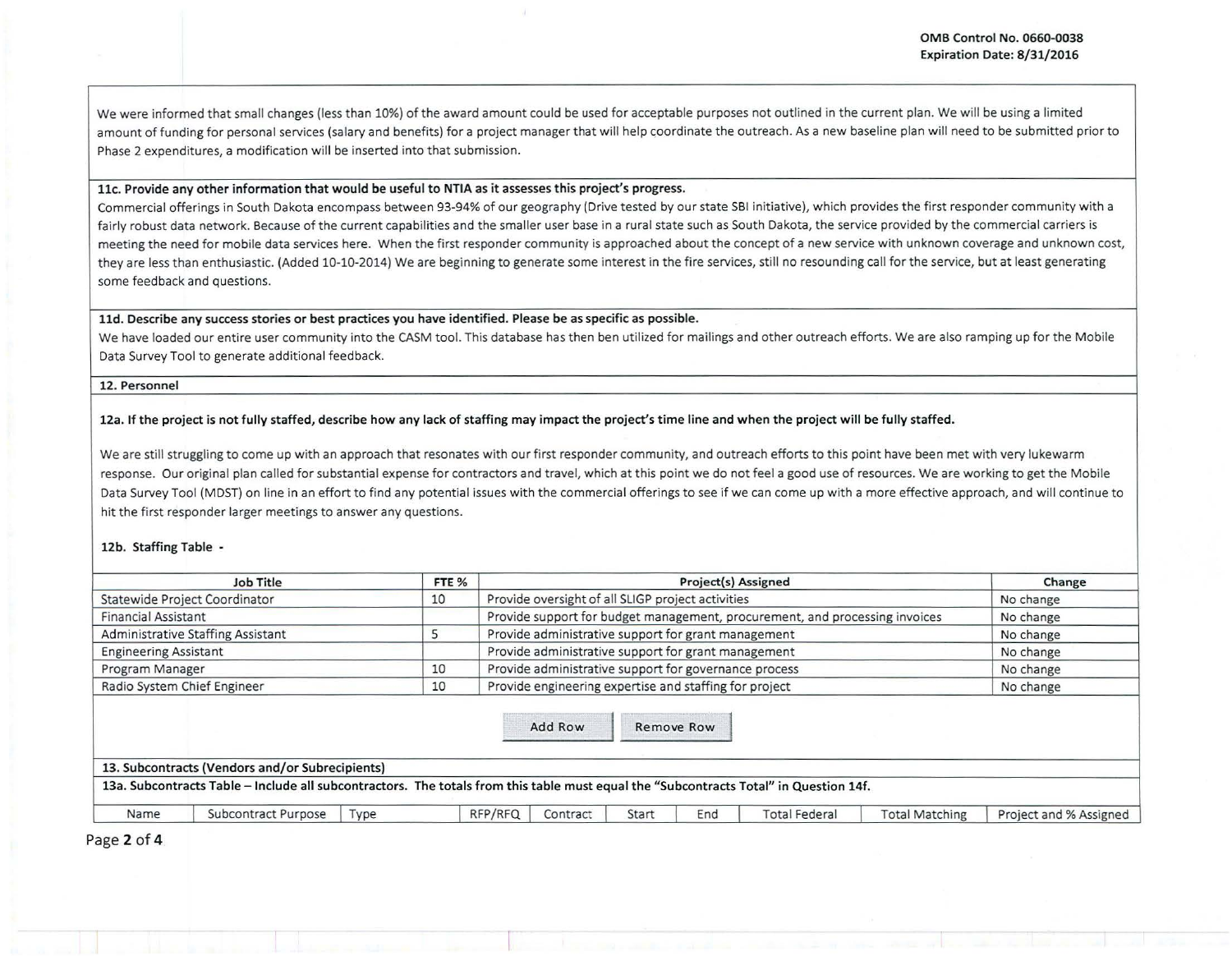We were informed that small changes (less than 10%) of the award amount could be used for acceptable purposes not outlined in the current plan. We will be using a limited amount of funding for personal services (salary and benefits) for a project manager that will help coordinate the outreach. As a new baseline plan will need to be submitted prior to Phase 2 expenditures, a modification will be inserted into that submission.

**11c. Provide any other information that would be useful to NTIA as it assesses this project's progress.**

Commercial offerings in South Dakota encompass between 93-94% of our geography (Drive tested by our state SBI initiative), which provides the first responder community with a fairly robust data network. Because of the current capabilities and the smaller user base in a rural state such as South Dakota, the service provided by the commercial carriers is meeting the need for mobile data services here. When the first responder community is approached about the concept of a new service with unknown coverage and unknown cost, they are less than enthusiastic. (Added 10-10-2014) We are beginning to generate some interest in the fire services, still no resounding call for the service, but at least generating some feedback and questions.

**11d. Describe any success stories or best practices you have identified. Please be as specific as possible.**

We have loaded our entire user community into the CASM tool. This database has then ben utilized for mailings and other outreach efforts. We are also ramping up for the Mobile Data Survey Tool to generate additional feedback.

**12. Personnel**

**12a. If the project is not fully staffed, describe how any lack of staffing may impact the project's time line and when the project will be fully staffed.**

We are still struggling to come up with an approach that resonates with our first responder community, and outreach efforts to this point have been met with very lukewarm response. Our original plan called for substantial expense for contractors and travel, which at this point we do not feel a good use of resources. We are working to get the Mobile Data Survey Tool (MDST) on line in an effort to find any potential issues with the commercial offerings to see if we can come up with a more effective approach, and will continue to hit the first responder larger meetings to answer any questions.

**12b. Staffing Table -**

| Job Title | FTE % | Project(s) Assigned | Change |
|---|---|---|---|
| Statewide Project Coordinator | 10 | Provide oversight of all SLIGP project activities | No change |
| Financial Assistant | | Provide support for budget management, procurement, and processing invoices | No change |
| Administrative Staffing Assistant | 5 | Provide administrative support for grant management | No change |
| Engineering Assistant | | Provide administrative support for grant management | No change |
| Program Manager | 10 | Provide administrative support for governance process | No change |
| Radio System Chief Engineer | 10 | Provide engineering expertise and staffing for project | No change |

Add Row Remove Row

**13. Subcontracts (Vendors and/or Subrecipients)**

**13a. Subcontracts Table – Include all subcontractors. The totals from this table must equal the "Subcontracts Total" in Question 14f.**

| Name | Subcontract Purpose | Type | RFP/RFQ | Contract | Start | End | Total Federal | Total Matching | Project and % Assigned |
|---|---|---|---|---|---|---|---|---|---|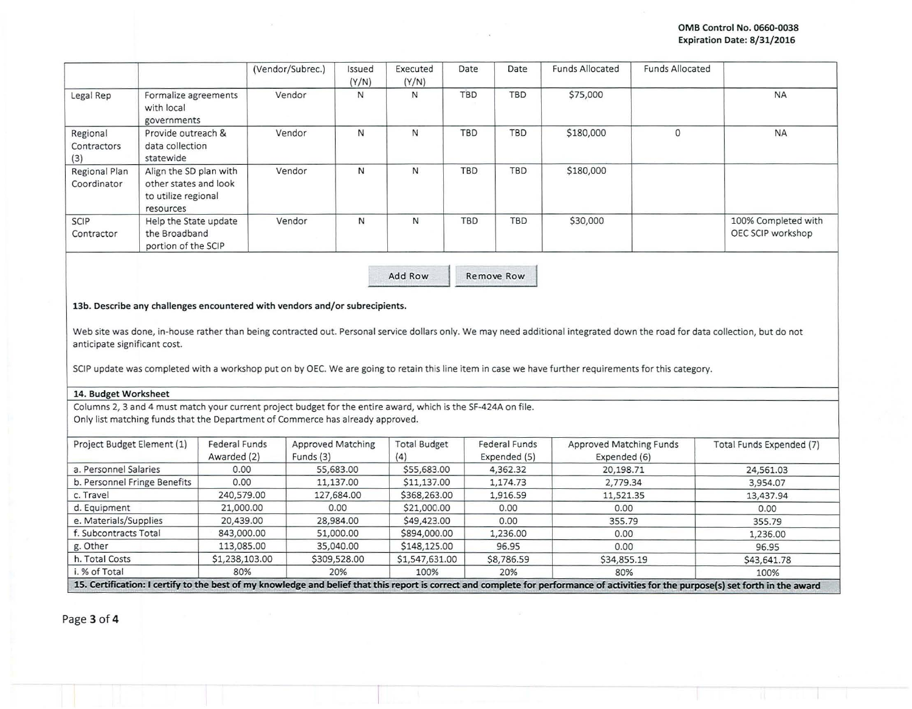| | | (Vendor/Subrec.) | Issued (Y/N) | Executed (Y/N) | Date | Date | Funds Allocated | Funds Allocated | |
|---|---|---|---|---|---|---|---|---|---|
| Legal Rep | Formalize agreements with local governments | Vendor | N | N | TBD | TBD | $75,000 | | NA |
| Regional Contractors (3) | Provide outreach & data collection statewide | Vendor | N | N | TBD | TBD | $180,000 | 0 | NA |
| Regional Plan Coordinator | Align the SD plan with other states and look to utilize regional resources | Vendor | N | N | TBD | TBD | $180,000 | | |
| SCIP Contractor | Help the State update the Broadband portion of the SCIP | Vendor | N | N | TBD | TBD | $30,000 | | 100% Completed with OEC SCIP workshop |

Add Row Remove Row

**13b. Describe any challenges encountered with vendors and/or subrecipients.**

Web site was done, in-house rather than being contracted out. Personal service dollars only. We may need additional integrated down the road for data collection, but do not anticipate significant cost.

SCIP update was completed with a workshop put on by OEC. We are going to retain this line item in case we have further requirements for this category.

**14. Budget Worksheet**

Columns 2, 3 and 4 must match your current project budget for the entire award, which is the SF-424A on file.
Only list matching funds that the Department of Commerce has already approved.

| Project Budget Element (1) | Federal Funds Awarded (2) | Approved Matching Funds (3) | Total Budget (4) | Federal Funds Expended (5) | Approved Matching Funds Expended (6) | Total Funds Expended (7) |
|---|---|---|---|---|---|---|
| a. Personnel Salaries | 0.00 | 55,683.00 | $55,683.00 | 4,362.32 | 20,198.71 | 24,561.03 |
| b. Personnel Fringe Benefits | 0.00 | 11,137.00 | $11,137.00 | 1,174.73 | 2,779.34 | 3,954.07 |
| c. Travel | 240,579.00 | 127,684.00 | $368,263.00 | 1,916.59 | 11,521.35 | 13,437.94 |
| d. Equipment | 21,000.00 | 0.00 | $21,000.00 | 0.00 | 0.00 | 0.00 |
| e. Materials/Supplies | 20,439.00 | 28,984.00 | $49,423.00 | 0.00 | 355.79 | 355.79 |
| f. Subcontracts Total | 843,000.00 | 51,000.00 | $894,000.00 | 1,236.00 | 0.00 | 1,236.00 |
| g. Other | 113,085.00 | 35,040.00 | $148,125.00 | 96.95 | 0.00 | 96.95 |
| h. Total Costs | $1,238,103.00 | $309,528.00 | $1,547,631.00 | $8,786.59 | $34,855.19 | $43,641.78 |
| i. % of Total | 80% | 20% | 100% | 20% | 80% | 100% |

**15. Certification: I certify to the best of my knowledge and belief that this report is correct and complete for performance of activities for the purpose(s) set forth in the award**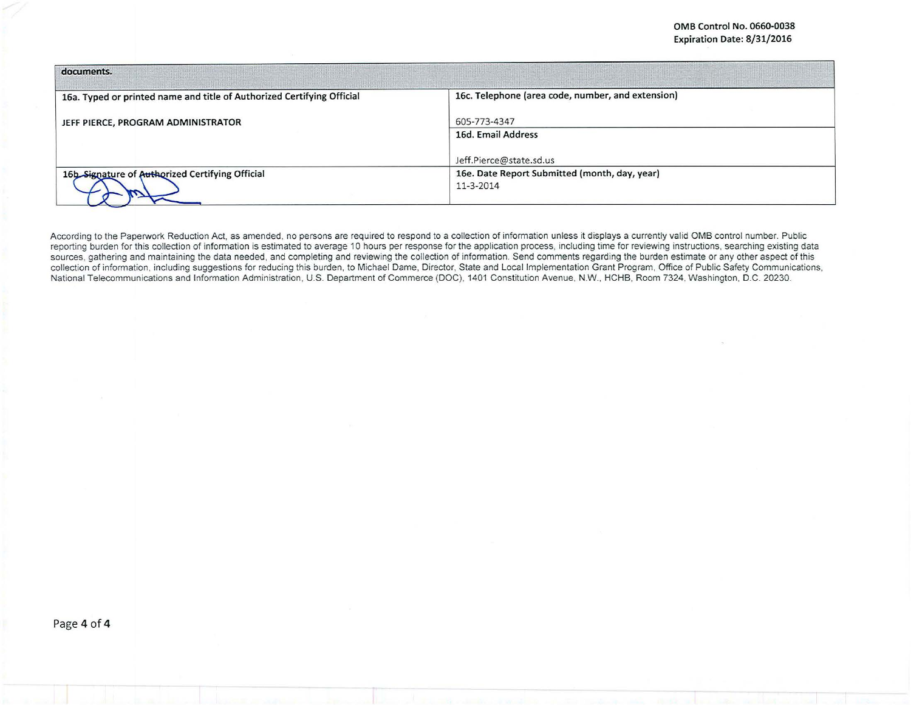| documents. | |
|---|---|
| 16a. Typed or printed name and title of Authorized Certifying Official<br><br>JEFF PIERCE, PROGRAM ADMINISTRATOR | 16c. Telephone (area code, number, and extension)<br><br>605-773-4347 |
| | 16d. Email Address<br><br>Jeff.Pierce@state.sd.us |
| 16b. Signature of Authorized Certifying Official | 16e. Date Report Submitted (month, day, year)<br>11-3-2014 |

According to the Paperwork Reduction Act, as amended, no persons are required to respond to a collection of information unless it displays a currently valid OMB control number. Public reporting burden for this collection of information is estimated to average 10 hours per response for the application process, including time for reviewing instructions, searching existing data sources, gathering and maintaining the data needed, and completing and reviewing the collection of information. Send comments regarding the burden estimate or any other aspect of this collection of information, including suggestions for reducing this burden, to Michael Dame, Director, State and Local Implementation Grant Program, Office of Public Safety Communications, National Telecommunications and Information Administration, U.S. Department of Commerce (DOC), 1401 Constitution Avenue, N.W., HCHB, Room 7324, Washington, D.C. 20230.